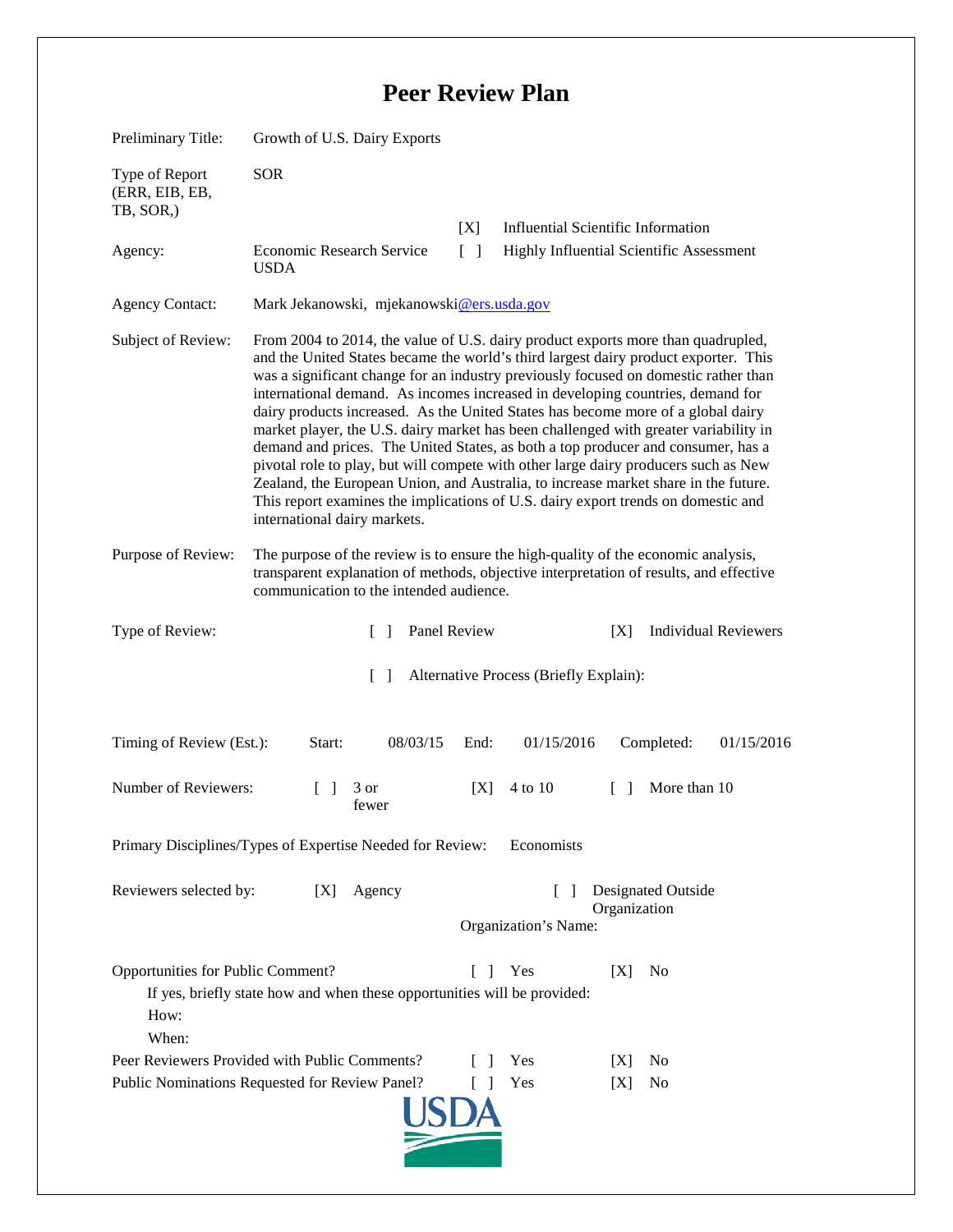# Peer Review Plan

Preliminary Title: Growth of U.S. Dairy Exports

Type of Report (ERR, EIB, EB, TB, SOR,): SOR

Agency: Economic Research Service USDA

[X] Influential Scientific Information

[ ] Highly Influential Scientific Assessment

Agency Contact: Mark Jekanowski, mjekanowski@ers.usda.gov

Subject of Review: From 2004 to 2014, the value of U.S. dairy product exports more than quadrupled, and the United States became the world's third largest dairy product exporter. This was a significant change for an industry previously focused on domestic rather than international demand. As incomes increased in developing countries, demand for dairy products increased. As the United States has become more of a global dairy market player, the U.S. dairy market has been challenged with greater variability in demand and prices. The United States, as both a top producer and consumer, has a pivotal role to play, but will compete with other large dairy producers such as New Zealand, the European Union, and Australia, to increase market share in the future. This report examines the implications of U.S. dairy export trends on domestic and international dairy markets.

Purpose of Review: The purpose of the review is to ensure the high-quality of the economic analysis, transparent explanation of methods, objective interpretation of results, and effective communication to the intended audience.

Type of Review: [ ] Panel Review [X] Individual Reviewers

[ ] Alternative Process (Briefly Explain):

Timing of Review (Est.): Start: 08/03/15 End: 01/15/2016 Completed: 01/15/2016

Number of Reviewers: [ ] 3 or fewer [X] 4 to 10 [ ] More than 10

Primary Disciplines/Types of Expertise Needed for Review: Economists

Reviewers selected by: [X] Agency [ ] Designated Outside Organization

Organization's Name:

Opportunities for Public Comment? [ ] Yes [X] No

If yes, briefly state how and when these opportunities will be provided:

How:

When:

Peer Reviewers Provided with Public Comments? [ ] Yes [X] No

Public Nominations Requested for Review Panel? [ ] Yes [X] No